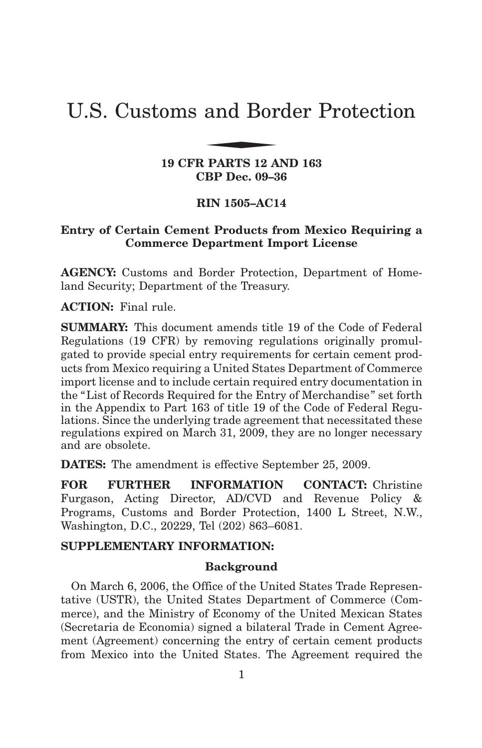# U.S. Customs and Border Protection

**19 CFR PARTS 12 AND 163**
**CBP Dec. 09–36**

**RIN 1505–AC14**

### Entry of Certain Cement Products from Mexico Requiring a Commerce Department Import License

**AGENCY:** Customs and Border Protection, Department of Homeland Security; Department of the Treasury.

**ACTION:** Final rule.

**SUMMARY:** This document amends title 19 of the Code of Federal Regulations (19 CFR) by removing regulations originally promulgated to provide special entry requirements for certain cement products from Mexico requiring a United States Department of Commerce import license and to include certain required entry documentation in the "List of Records Required for the Entry of Merchandise" set forth in the Appendix to Part 163 of title 19 of the Code of Federal Regulations. Since the underlying trade agreement that necessitated these regulations expired on March 31, 2009, they are no longer necessary and are obsolete.

**DATES:** The amendment is effective September 25, 2009.

**FOR FURTHER INFORMATION CONTACT:** Christine Furgason, Acting Director, AD/CVD and Revenue Policy & Programs, Customs and Border Protection, 1400 L Street, N.W., Washington, D.C., 20229, Tel (202) 863–6081.

**SUPPLEMENTARY INFORMATION:**

#### Background

On March 6, 2006, the Office of the United States Trade Representative (USTR), the United States Department of Commerce (Commerce), and the Ministry of Economy of the United Mexican States (Secretaria de Economia) signed a bilateral Trade in Cement Agreement (Agreement) concerning the entry of certain cement products from Mexico into the United States. The Agreement required the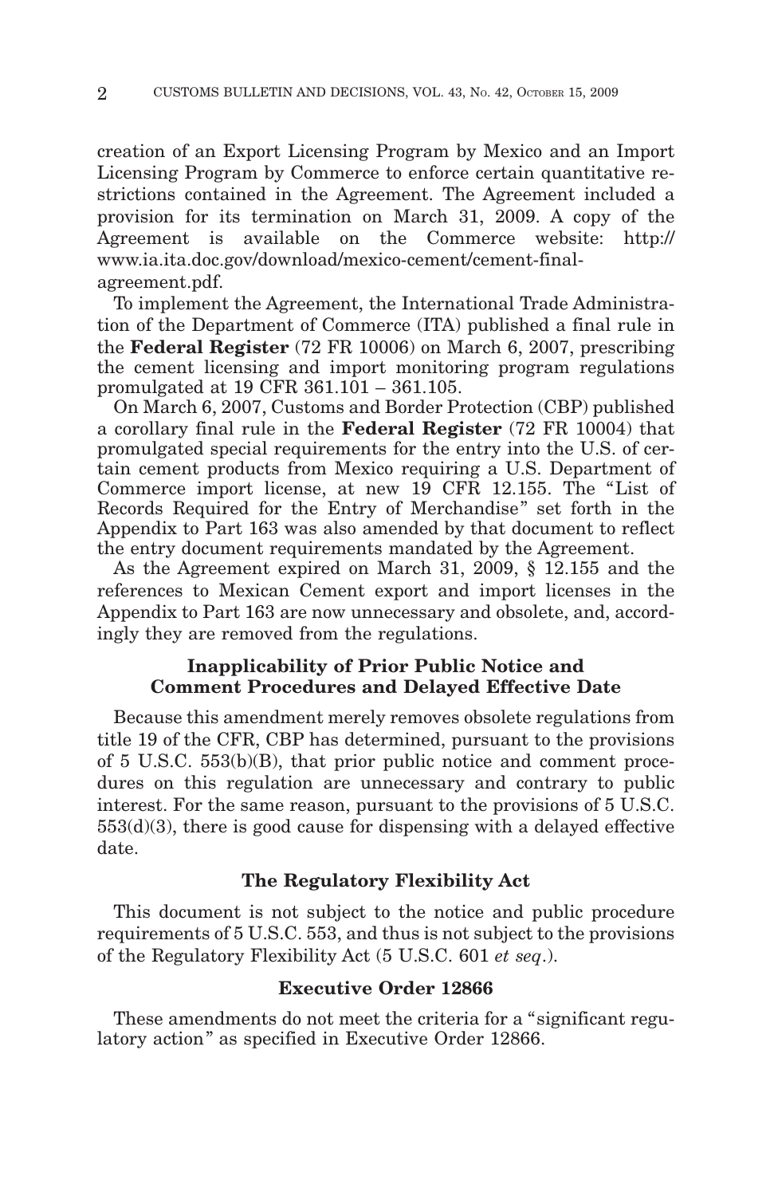creation of an Export Licensing Program by Mexico and an Import Licensing Program by Commerce to enforce certain quantitative restrictions contained in the Agreement. The Agreement included a provision for its termination on March 31, 2009. A copy of the Agreement is available on the Commerce website: http://www.ia.ita.doc.gov/download/mexico-cement/cement-final-agreement.pdf.

To implement the Agreement, the International Trade Administration of the Department of Commerce (ITA) published a final rule in the **Federal Register** (72 FR 10006) on March 6, 2007, prescribing the cement licensing and import monitoring program regulations promulgated at 19 CFR 361.101 – 361.105.

On March 6, 2007, Customs and Border Protection (CBP) published a corollary final rule in the **Federal Register** (72 FR 10004) that promulgated special requirements for the entry into the U.S. of certain cement products from Mexico requiring a U.S. Department of Commerce import license, at new 19 CFR 12.155. The "List of Records Required for the Entry of Merchandise" set forth in the Appendix to Part 163 was also amended by that document to reflect the entry document requirements mandated by the Agreement.

As the Agreement expired on March 31, 2009, § 12.155 and the references to Mexican Cement export and import licenses in the Appendix to Part 163 are now unnecessary and obsolete, and, accordingly they are removed from the regulations.

## Inapplicability of Prior Public Notice and Comment Procedures and Delayed Effective Date

Because this amendment merely removes obsolete regulations from title 19 of the CFR, CBP has determined, pursuant to the provisions of 5 U.S.C. 553(b)(B), that prior public notice and comment procedures on this regulation are unnecessary and contrary to public interest. For the same reason, pursuant to the provisions of 5 U.S.C. 553(d)(3), there is good cause for dispensing with a delayed effective date.

## The Regulatory Flexibility Act

This document is not subject to the notice and public procedure requirements of 5 U.S.C. 553, and thus is not subject to the provisions of the Regulatory Flexibility Act (5 U.S.C. 601 *et seq*.).

## Executive Order 12866

These amendments do not meet the criteria for a "significant regulatory action" as specified in Executive Order 12866.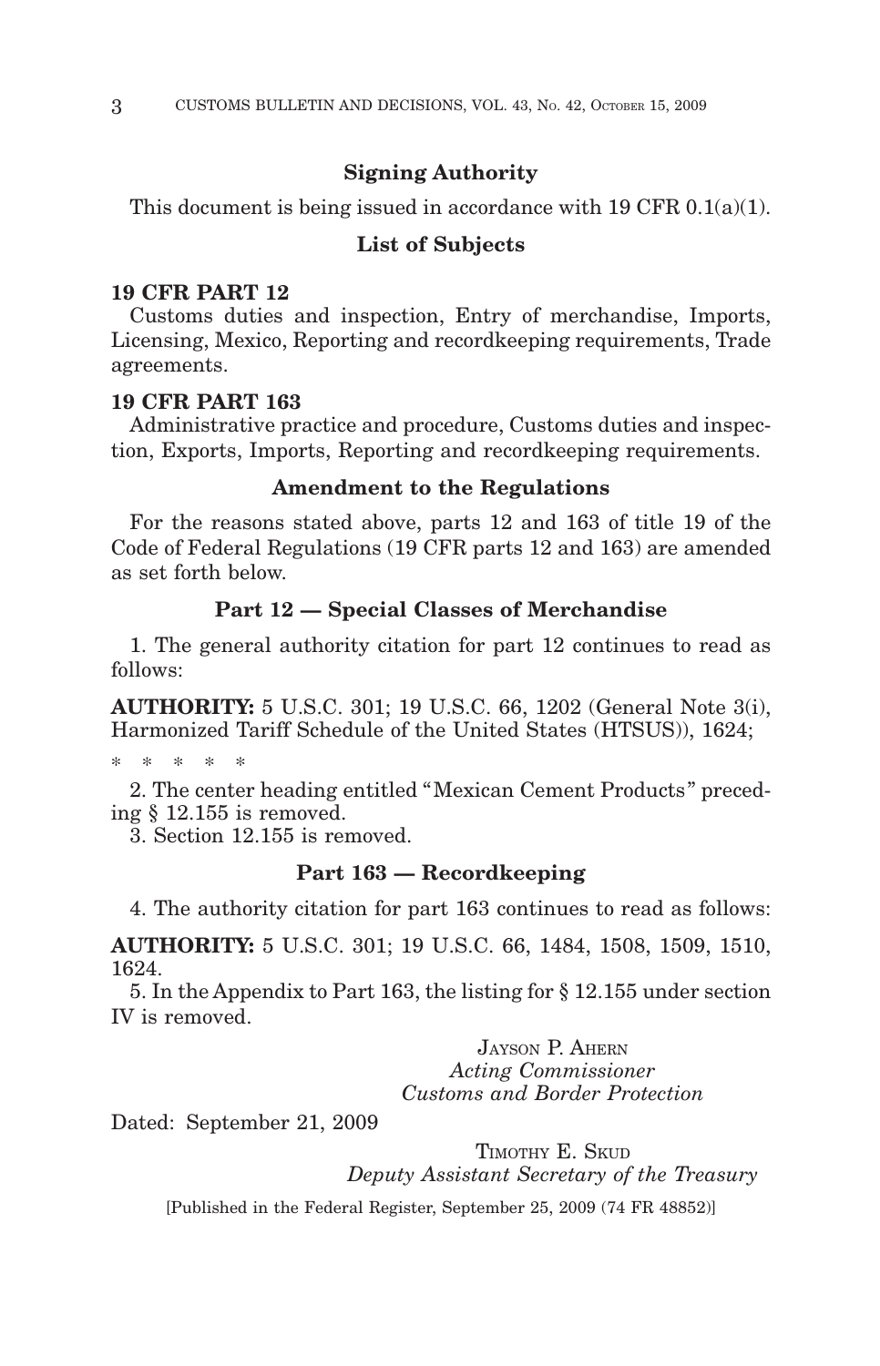## Signing Authority

This document is being issued in accordance with 19 CFR 0.1(a)(1).

## List of Subjects

**19 CFR PART 12**

Customs duties and inspection, Entry of merchandise, Imports, Licensing, Mexico, Reporting and recordkeeping requirements, Trade agreements.

**19 CFR PART 163**

Administrative practice and procedure, Customs duties and inspection, Exports, Imports, Reporting and recordkeeping requirements.

## Amendment to the Regulations

For the reasons stated above, parts 12 and 163 of title 19 of the Code of Federal Regulations (19 CFR parts 12 and 163) are amended as set forth below.

## Part 12 — Special Classes of Merchandise

1. The general authority citation for part 12 continues to read as follows:

**AUTHORITY:** 5 U.S.C. 301; 19 U.S.C. 66, 1202 (General Note 3(i), Harmonized Tariff Schedule of the United States (HTSUS)), 1624;

\* \* \* \* \*

2. The center heading entitled "Mexican Cement Products" preceding § 12.155 is removed.

3. Section 12.155 is removed.

## Part 163 — Recordkeeping

4. The authority citation for part 163 continues to read as follows:

**AUTHORITY:** 5 U.S.C. 301; 19 U.S.C. 66, 1484, 1508, 1509, 1510, 1624.

5. In the Appendix to Part 163, the listing for § 12.155 under section IV is removed.

JAYSON P. AHERN
*Acting Commissioner*
*Customs and Border Protection*

Dated: September 21, 2009

TIMOTHY E. SKUD
*Deputy Assistant Secretary of the Treasury*

[Published in the Federal Register, September 25, 2009 (74 FR 48852)]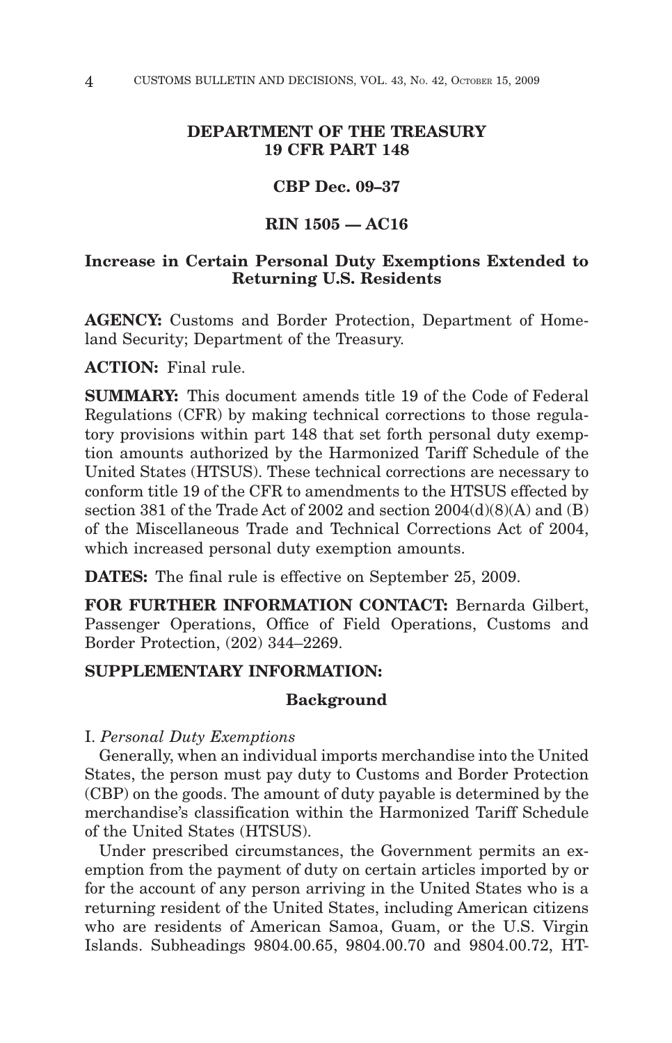**DEPARTMENT OF THE TREASURY**
**19 CFR PART 148**

**CBP Dec. 09–37**

**RIN 1505 — AC16**

## Increase in Certain Personal Duty Exemptions Extended to Returning U.S. Residents

**AGENCY:** Customs and Border Protection, Department of Homeland Security; Department of the Treasury.

**ACTION:** Final rule.

**SUMMARY:** This document amends title 19 of the Code of Federal Regulations (CFR) by making technical corrections to those regulatory provisions within part 148 that set forth personal duty exemption amounts authorized by the Harmonized Tariff Schedule of the United States (HTSUS). These technical corrections are necessary to conform title 19 of the CFR to amendments to the HTSUS effected by section 381 of the Trade Act of 2002 and section 2004(d)(8)(A) and (B) of the Miscellaneous Trade and Technical Corrections Act of 2004, which increased personal duty exemption amounts.

**DATES:** The final rule is effective on September 25, 2009.

**FOR FURTHER INFORMATION CONTACT:** Bernarda Gilbert, Passenger Operations, Office of Field Operations, Customs and Border Protection, (202) 344–2269.

**SUPPLEMENTARY INFORMATION:**

### Background

I. *Personal Duty Exemptions*

Generally, when an individual imports merchandise into the United States, the person must pay duty to Customs and Border Protection (CBP) on the goods. The amount of duty payable is determined by the merchandise's classification within the Harmonized Tariff Schedule of the United States (HTSUS).

Under prescribed circumstances, the Government permits an exemption from the payment of duty on certain articles imported by or for the account of any person arriving in the United States who is a returning resident of the United States, including American citizens who are residents of American Samoa, Guam, or the U.S. Virgin Islands. Subheadings 9804.00.65, 9804.00.70 and 9804.00.72, HT-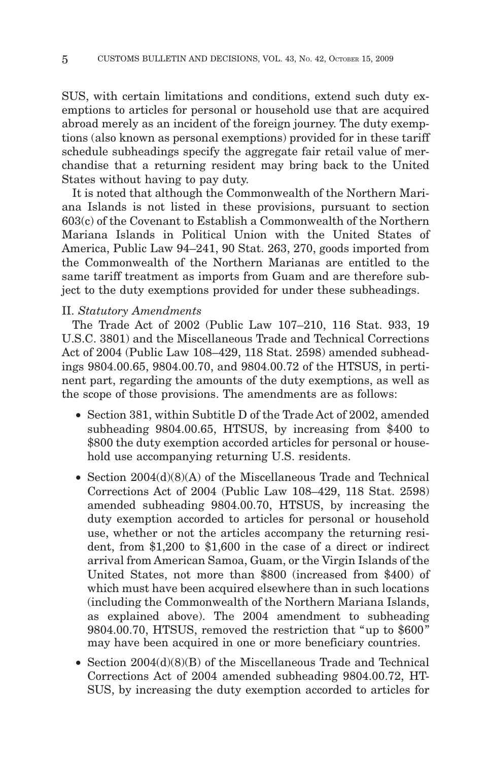SUS, with certain limitations and conditions, extend such duty exemptions to articles for personal or household use that are acquired abroad merely as an incident of the foreign journey. The duty exemptions (also known as personal exemptions) provided for in these tariff schedule subheadings specify the aggregate fair retail value of merchandise that a returning resident may bring back to the United States without having to pay duty.

It is noted that although the Commonwealth of the Northern Mariana Islands is not listed in these provisions, pursuant to section 603(c) of the Covenant to Establish a Commonwealth of the Northern Mariana Islands in Political Union with the United States of America, Public Law 94–241, 90 Stat. 263, 270, goods imported from the Commonwealth of the Northern Marianas are entitled to the same tariff treatment as imports from Guam and are therefore subject to the duty exemptions provided for under these subheadings.

## II. *Statutory Amendments*

The Trade Act of 2002 (Public Law 107–210, 116 Stat. 933, 19 U.S.C. 3801) and the Miscellaneous Trade and Technical Corrections Act of 2004 (Public Law 108–429, 118 Stat. 2598) amended subheadings 9804.00.65, 9804.00.70, and 9804.00.72 of the HTSUS, in pertinent part, regarding the amounts of the duty exemptions, as well as the scope of those provisions. The amendments are as follows:

- Section 381, within Subtitle D of the Trade Act of 2002, amended subheading 9804.00.65, HTSUS, by increasing from $400 to $800 the duty exemption accorded articles for personal or household use accompanying returning U.S. residents.
- Section 2004(d)(8)(A) of the Miscellaneous Trade and Technical Corrections Act of 2004 (Public Law 108–429, 118 Stat. 2598) amended subheading 9804.00.70, HTSUS, by increasing the duty exemption accorded to articles for personal or household use, whether or not the articles accompany the returning resident, from $1,200 to $1,600 in the case of a direct or indirect arrival from American Samoa, Guam, or the Virgin Islands of the United States, not more than $800 (increased from $400) of which must have been acquired elsewhere than in such locations (including the Commonwealth of the Northern Mariana Islands, as explained above). The 2004 amendment to subheading 9804.00.70, HTSUS, removed the restriction that "up to $600" may have been acquired in one or more beneficiary countries.
- Section 2004(d)(8)(B) of the Miscellaneous Trade and Technical Corrections Act of 2004 amended subheading 9804.00.72, HTSUS, by increasing the duty exemption accorded to articles for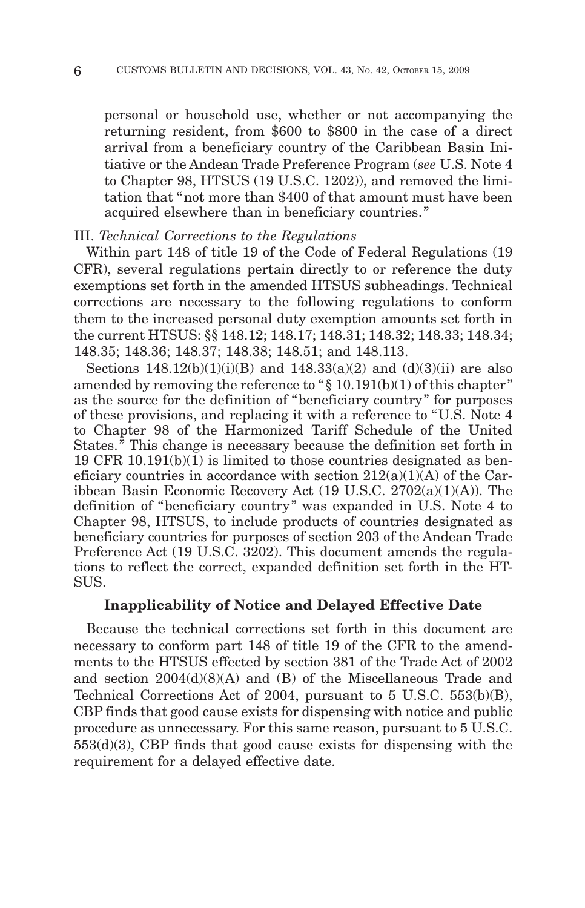personal or household use, whether or not accompanying the returning resident, from $600 to $800 in the case of a direct arrival from a beneficiary country of the Caribbean Basin Initiative or the Andean Trade Preference Program (*see* U.S. Note 4 to Chapter 98, HTSUS (19 U.S.C. 1202)), and removed the limitation that "not more than $400 of that amount must have been acquired elsewhere than in beneficiary countries."

III. *Technical Corrections to the Regulations*

Within part 148 of title 19 of the Code of Federal Regulations (19 CFR), several regulations pertain directly to or reference the duty exemptions set forth in the amended HTSUS subheadings. Technical corrections are necessary to the following regulations to conform them to the increased personal duty exemption amounts set forth in the current HTSUS: §§ 148.12; 148.17; 148.31; 148.32; 148.33; 148.34; 148.35; 148.36; 148.37; 148.38; 148.51; and 148.113.

Sections 148.12(b)(1)(i)(B) and 148.33(a)(2) and (d)(3)(ii) are also amended by removing the reference to "§ 10.191(b)(1) of this chapter" as the source for the definition of "beneficiary country" for purposes of these provisions, and replacing it with a reference to "U.S. Note 4 to Chapter 98 of the Harmonized Tariff Schedule of the United States." This change is necessary because the definition set forth in 19 CFR 10.191(b)(1) is limited to those countries designated as beneficiary countries in accordance with section 212(a)(1)(A) of the Caribbean Basin Economic Recovery Act (19 U.S.C. 2702(a)(1)(A)). The definition of "beneficiary country" was expanded in U.S. Note 4 to Chapter 98, HTSUS, to include products of countries designated as beneficiary countries for purposes of section 203 of the Andean Trade Preference Act (19 U.S.C. 3202). This document amends the regulations to reflect the correct, expanded definition set forth in the HTSUS.

## Inapplicability of Notice and Delayed Effective Date

Because the technical corrections set forth in this document are necessary to conform part 148 of title 19 of the CFR to the amendments to the HTSUS effected by section 381 of the Trade Act of 2002 and section 2004(d)(8)(A) and (B) of the Miscellaneous Trade and Technical Corrections Act of 2004, pursuant to 5 U.S.C. 553(b)(B), CBP finds that good cause exists for dispensing with notice and public procedure as unnecessary. For this same reason, pursuant to 5 U.S.C. 553(d)(3), CBP finds that good cause exists for dispensing with the requirement for a delayed effective date.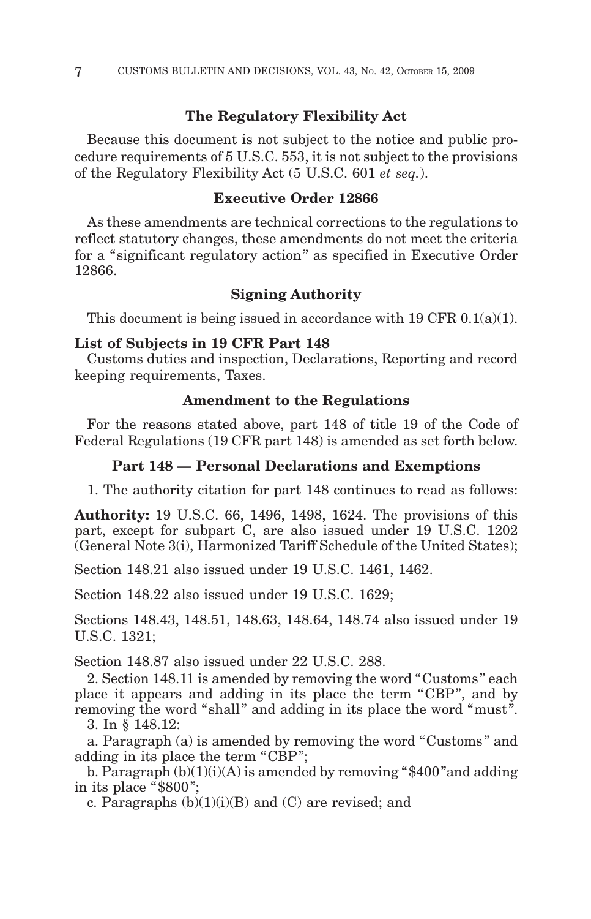### The Regulatory Flexibility Act

Because this document is not subject to the notice and public procedure requirements of 5 U.S.C. 553, it is not subject to the provisions of the Regulatory Flexibility Act (5 U.S.C. 601 *et seq.*).

### Executive Order 12866

As these amendments are technical corrections to the regulations to reflect statutory changes, these amendments do not meet the criteria for a "significant regulatory action" as specified in Executive Order 12866.

### Signing Authority

This document is being issued in accordance with 19 CFR 0.1(a)(1).

**List of Subjects in 19 CFR Part 148**

Customs duties and inspection, Declarations, Reporting and record keeping requirements, Taxes.

### Amendment to the Regulations

For the reasons stated above, part 148 of title 19 of the Code of Federal Regulations (19 CFR part 148) is amended as set forth below.

### Part 148 — Personal Declarations and Exemptions

1. The authority citation for part 148 continues to read as follows:

**Authority:** 19 U.S.C. 66, 1496, 1498, 1624. The provisions of this part, except for subpart C, are also issued under 19 U.S.C. 1202 (General Note 3(i), Harmonized Tariff Schedule of the United States);

Section 148.21 also issued under 19 U.S.C. 1461, 1462.

Section 148.22 also issued under 19 U.S.C. 1629;

Sections 148.43, 148.51, 148.63, 148.64, 148.74 also issued under 19 U.S.C. 1321;

Section 148.87 also issued under 22 U.S.C. 288.

2. Section 148.11 is amended by removing the word "Customs" each place it appears and adding in its place the term "CBP", and by removing the word "shall" and adding in its place the word "must".

3. In § 148.12:

a. Paragraph (a) is amended by removing the word "Customs" and adding in its place the term "CBP";

b. Paragraph (b)(1)(i)(A) is amended by removing "$400"and adding in its place "$800";

c. Paragraphs (b)(1)(i)(B) and (C) are revised; and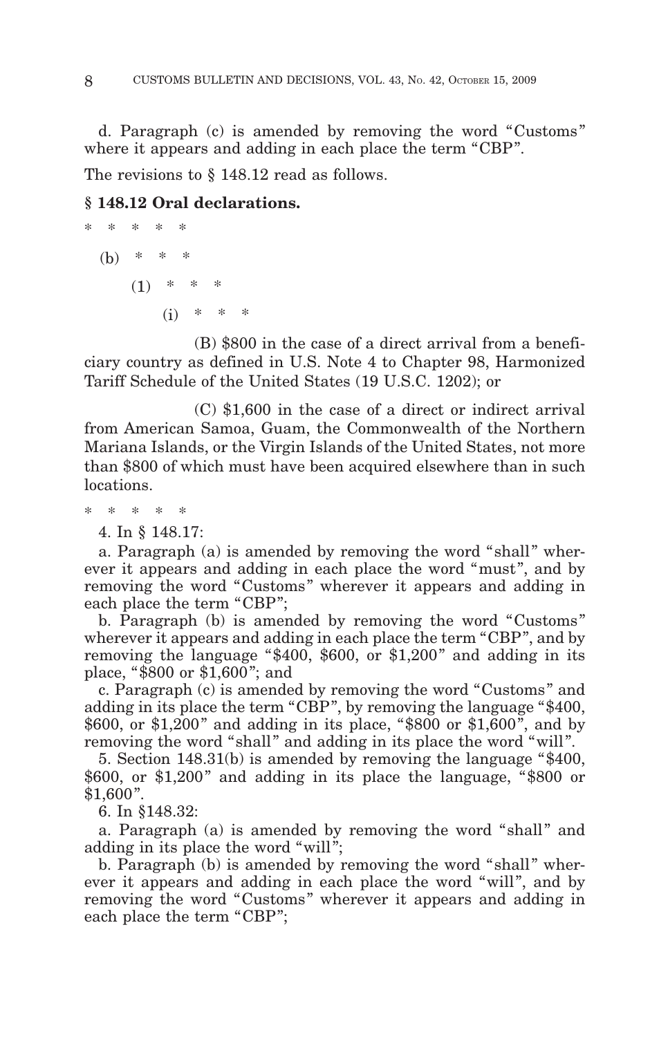d. Paragraph (c) is amended by removing the word "Customs" where it appears and adding in each place the term "CBP".

The revisions to § 148.12 read as follows.

**§ 148.12 Oral declarations.**

\* \* \* \* \*

(b) \* \* \*

(1) \* \* \*

(i) \* \* \*

(B) $800 in the case of a direct arrival from a beneficiary country as defined in U.S. Note 4 to Chapter 98, Harmonized Tariff Schedule of the United States (19 U.S.C. 1202); or

(C) $1,600 in the case of a direct or indirect arrival from American Samoa, Guam, the Commonwealth of the Northern Mariana Islands, or the Virgin Islands of the United States, not more than $800 of which must have been acquired elsewhere than in such locations.

\* \* \* \* \*

4. In § 148.17:

a. Paragraph (a) is amended by removing the word "shall" wherever it appears and adding in each place the word "must", and by removing the word "Customs" wherever it appears and adding in each place the term "CBP";

b. Paragraph (b) is amended by removing the word "Customs" wherever it appears and adding in each place the term "CBP", and by removing the language "$400, $600, or $1,200" and adding in its place, "$800 or $1,600"; and

c. Paragraph (c) is amended by removing the word "Customs" and adding in its place the term "CBP", by removing the language "$400, $600, or $1,200" and adding in its place, "$800 or $1,600", and by removing the word "shall" and adding in its place the word "will".

5. Section 148.31(b) is amended by removing the language "$400, $600, or $1,200" and adding in its place the language, "$800 or $1,600".

6. In §148.32:

a. Paragraph (a) is amended by removing the word "shall" and adding in its place the word "will";

b. Paragraph (b) is amended by removing the word "shall" wherever it appears and adding in each place the word "will", and by removing the word "Customs" wherever it appears and adding in each place the term "CBP";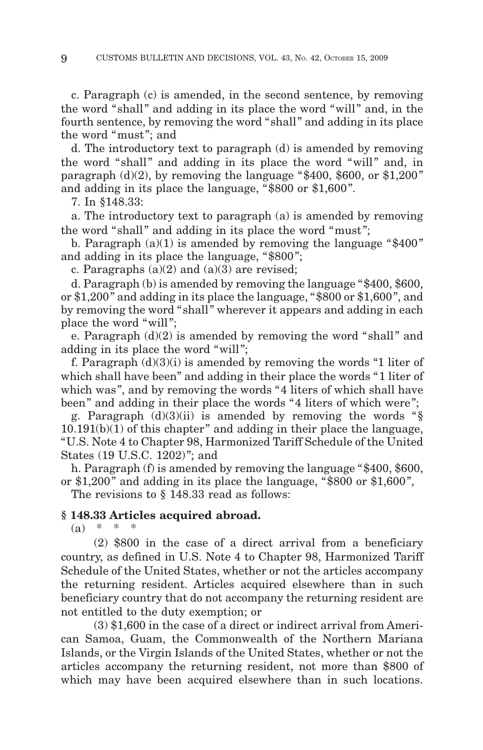c. Paragraph (c) is amended, in the second sentence, by removing the word "shall" and adding in its place the word "will" and, in the fourth sentence, by removing the word "shall" and adding in its place the word "must"; and

d. The introductory text to paragraph (d) is amended by removing the word "shall" and adding in its place the word "will" and, in paragraph (d)(2), by removing the language "$400, $600, or $1,200" and adding in its place the language, "$800 or $1,600".

7. In §148.33:

a. The introductory text to paragraph (a) is amended by removing the word "shall" and adding in its place the word "must";

b. Paragraph (a)(1) is amended by removing the language "$400" and adding in its place the language, "$800";

c. Paragraphs (a)(2) and (a)(3) are revised;

d. Paragraph (b) is amended by removing the language "$400, $600, or $1,200" and adding in its place the language, "$800 or $1,600", and by removing the word "shall" wherever it appears and adding in each place the word "will";

e. Paragraph (d)(2) is amended by removing the word "shall" and adding in its place the word "will";

f. Paragraph (d)(3)(i) is amended by removing the words "1 liter of which shall have been" and adding in their place the words "1 liter of which was", and by removing the words "4 liters of which shall have been" and adding in their place the words "4 liters of which were";

g. Paragraph (d)(3)(ii) is amended by removing the words "§ 10.191(b)(1) of this chapter" and adding in their place the language, "U.S. Note 4 to Chapter 98, Harmonized Tariff Schedule of the United States (19 U.S.C. 1202)"; and

h. Paragraph (f) is amended by removing the language "$400, $600, or $1,200" and adding in its place the language, "$800 or $1,600",

The revisions to § 148.33 read as follows:

**§ 148.33 Articles acquired abroad.**

(a) * * *

(2) $800 in the case of a direct arrival from a beneficiary country, as defined in U.S. Note 4 to Chapter 98, Harmonized Tariff Schedule of the United States, whether or not the articles accompany the returning resident. Articles acquired elsewhere than in such beneficiary country that do not accompany the returning resident are not entitled to the duty exemption; or

(3) $1,600 in the case of a direct or indirect arrival from American Samoa, Guam, the Commonwealth of the Northern Mariana Islands, or the Virgin Islands of the United States, whether or not the articles accompany the returning resident, not more than $800 of which may have been acquired elsewhere than in such locations.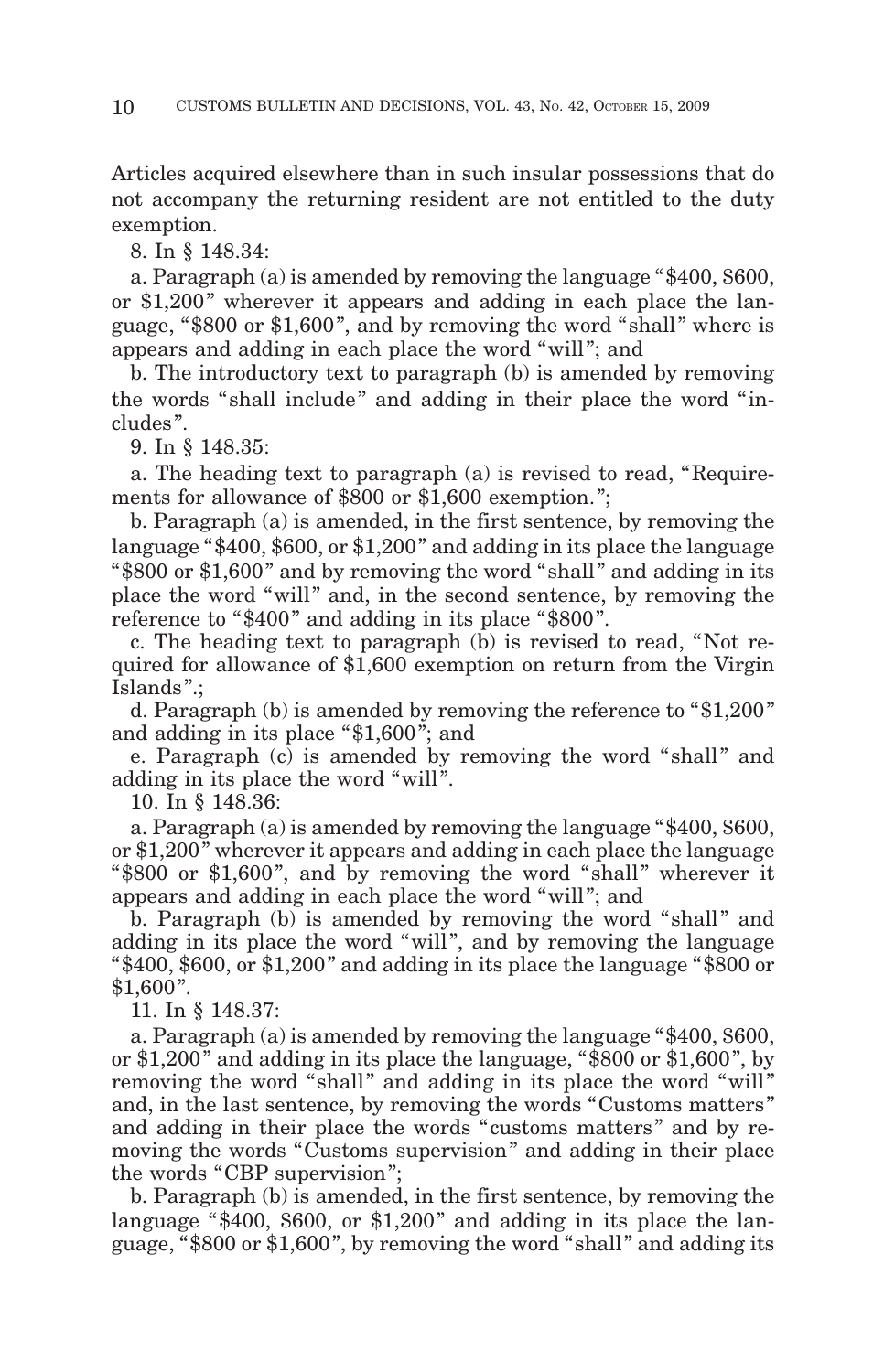Articles acquired elsewhere than in such insular possessions that do not accompany the returning resident are not entitled to the duty exemption.

8. In § 148.34:

a. Paragraph (a) is amended by removing the language "$400, $600, or $1,200" wherever it appears and adding in each place the language, "$800 or $1,600", and by removing the word "shall" where is appears and adding in each place the word "will"; and

b. The introductory text to paragraph (b) is amended by removing the words "shall include" and adding in their place the word "includes".

9. In § 148.35:

a. The heading text to paragraph (a) is revised to read, "Requirements for allowance of $800 or $1,600 exemption.";

b. Paragraph (a) is amended, in the first sentence, by removing the language "$400, $600, or $1,200" and adding in its place the language "$800 or $1,600" and by removing the word "shall" and adding in its place the word "will" and, in the second sentence, by removing the reference to "$400" and adding in its place "$800".

c. The heading text to paragraph (b) is revised to read, "Not required for allowance of $1,600 exemption on return from the Virgin Islands".;

d. Paragraph (b) is amended by removing the reference to "$1,200" and adding in its place "$1,600"; and

e. Paragraph (c) is amended by removing the word "shall" and adding in its place the word "will".

10. In § 148.36:

a. Paragraph (a) is amended by removing the language "$400, $600, or $1,200" wherever it appears and adding in each place the language "$800 or $1,600", and by removing the word "shall" wherever it appears and adding in each place the word "will"; and

b. Paragraph (b) is amended by removing the word "shall" and adding in its place the word "will", and by removing the language "$400, $600, or $1,200" and adding in its place the language "$800 or $1,600".

11. In § 148.37:

a. Paragraph (a) is amended by removing the language "$400, $600, or $1,200" and adding in its place the language, "$800 or $1,600", by removing the word "shall" and adding in its place the word "will" and, in the last sentence, by removing the words "Customs matters" and adding in their place the words "customs matters" and by removing the words "Customs supervision" and adding in their place the words "CBP supervision";

b. Paragraph (b) is amended, in the first sentence, by removing the language "$400, $600, or $1,200" and adding in its place the language, "$800 or $1,600", by removing the word "shall" and adding its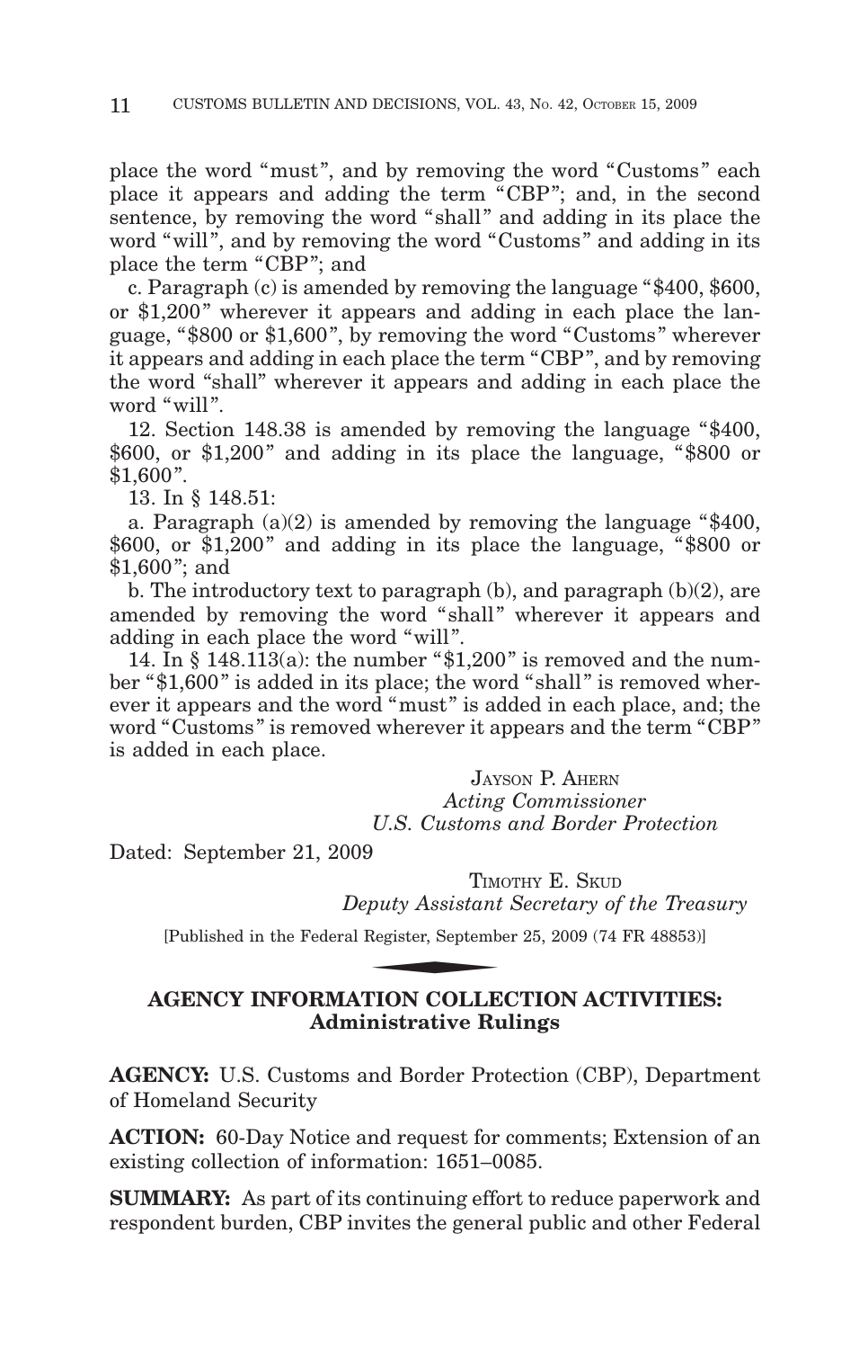place the word "must", and by removing the word "Customs" each place it appears and adding the term "CBP"; and, in the second sentence, by removing the word "shall" and adding in its place the word "will", and by removing the word "Customs" and adding in its place the term "CBP"; and

c. Paragraph (c) is amended by removing the language "$400, $600, or $1,200" wherever it appears and adding in each place the language, "$800 or $1,600", by removing the word "Customs" wherever it appears and adding in each place the term "CBP", and by removing the word "shall" wherever it appears and adding in each place the word "will".

12. Section 148.38 is amended by removing the language "$400, $600, or $1,200" and adding in its place the language, "$800 or $1,600".

13. In § 148.51:

a. Paragraph (a)(2) is amended by removing the language "$400, $600, or $1,200" and adding in its place the language, "$800 or $1,600"; and

b. The introductory text to paragraph (b), and paragraph (b)(2), are amended by removing the word "shall" wherever it appears and adding in each place the word "will".

14. In § 148.113(a): the number "$1,200" is removed and the number "$1,600" is added in its place; the word "shall" is removed wherever it appears and the word "must" is added in each place, and; the word "Customs" is removed wherever it appears and the term "CBP" is added in each place.

JAYSON P. AHERN
*Acting Commissioner*
*U.S. Customs and Border Protection*

Dated: September 21, 2009

TIMOTHY E. SKUD
*Deputy Assistant Secretary of the Treasury*

[Published in the Federal Register, September 25, 2009 (74 FR 48853)]

## AGENCY INFORMATION COLLECTION ACTIVITIES: Administrative Rulings

**AGENCY:** U.S. Customs and Border Protection (CBP), Department of Homeland Security

**ACTION:** 60-Day Notice and request for comments; Extension of an existing collection of information: 1651–0085.

**SUMMARY:** As part of its continuing effort to reduce paperwork and respondent burden, CBP invites the general public and other Federal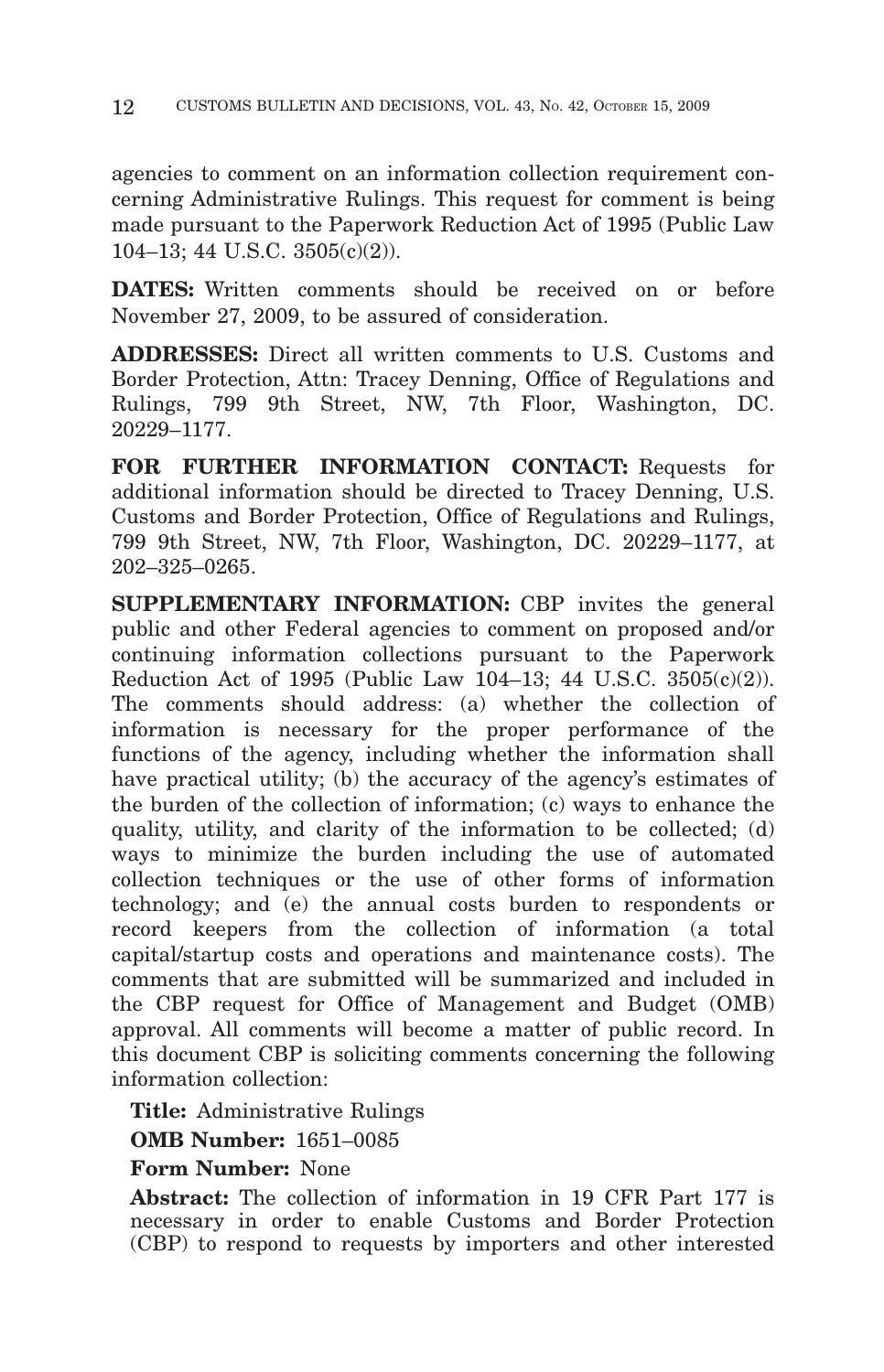agencies to comment on an information collection requirement concerning Administrative Rulings. This request for comment is being made pursuant to the Paperwork Reduction Act of 1995 (Public Law 104–13; 44 U.S.C. 3505(c)(2)).

**DATES:** Written comments should be received on or before November 27, 2009, to be assured of consideration.

**ADDRESSES:** Direct all written comments to U.S. Customs and Border Protection, Attn: Tracey Denning, Office of Regulations and Rulings, 799 9th Street, NW, 7th Floor, Washington, DC. 20229–1177.

**FOR FURTHER INFORMATION CONTACT:** Requests for additional information should be directed to Tracey Denning, U.S. Customs and Border Protection, Office of Regulations and Rulings, 799 9th Street, NW, 7th Floor, Washington, DC. 20229–1177, at 202–325–0265.

**SUPPLEMENTARY INFORMATION:** CBP invites the general public and other Federal agencies to comment on proposed and/or continuing information collections pursuant to the Paperwork Reduction Act of 1995 (Public Law 104–13; 44 U.S.C. 3505(c)(2)). The comments should address: (a) whether the collection of information is necessary for the proper performance of the functions of the agency, including whether the information shall have practical utility; (b) the accuracy of the agency's estimates of the burden of the collection of information; (c) ways to enhance the quality, utility, and clarity of the information to be collected; (d) ways to minimize the burden including the use of automated collection techniques or the use of other forms of information technology; and (e) the annual costs burden to respondents or record keepers from the collection of information (a total capital/startup costs and operations and maintenance costs). The comments that are submitted will be summarized and included in the CBP request for Office of Management and Budget (OMB) approval. All comments will become a matter of public record. In this document CBP is soliciting comments concerning the following information collection:

**Title:** Administrative Rulings

**OMB Number:** 1651–0085

**Form Number:** None

**Abstract:** The collection of information in 19 CFR Part 177 is necessary in order to enable Customs and Border Protection (CBP) to respond to requests by importers and other interested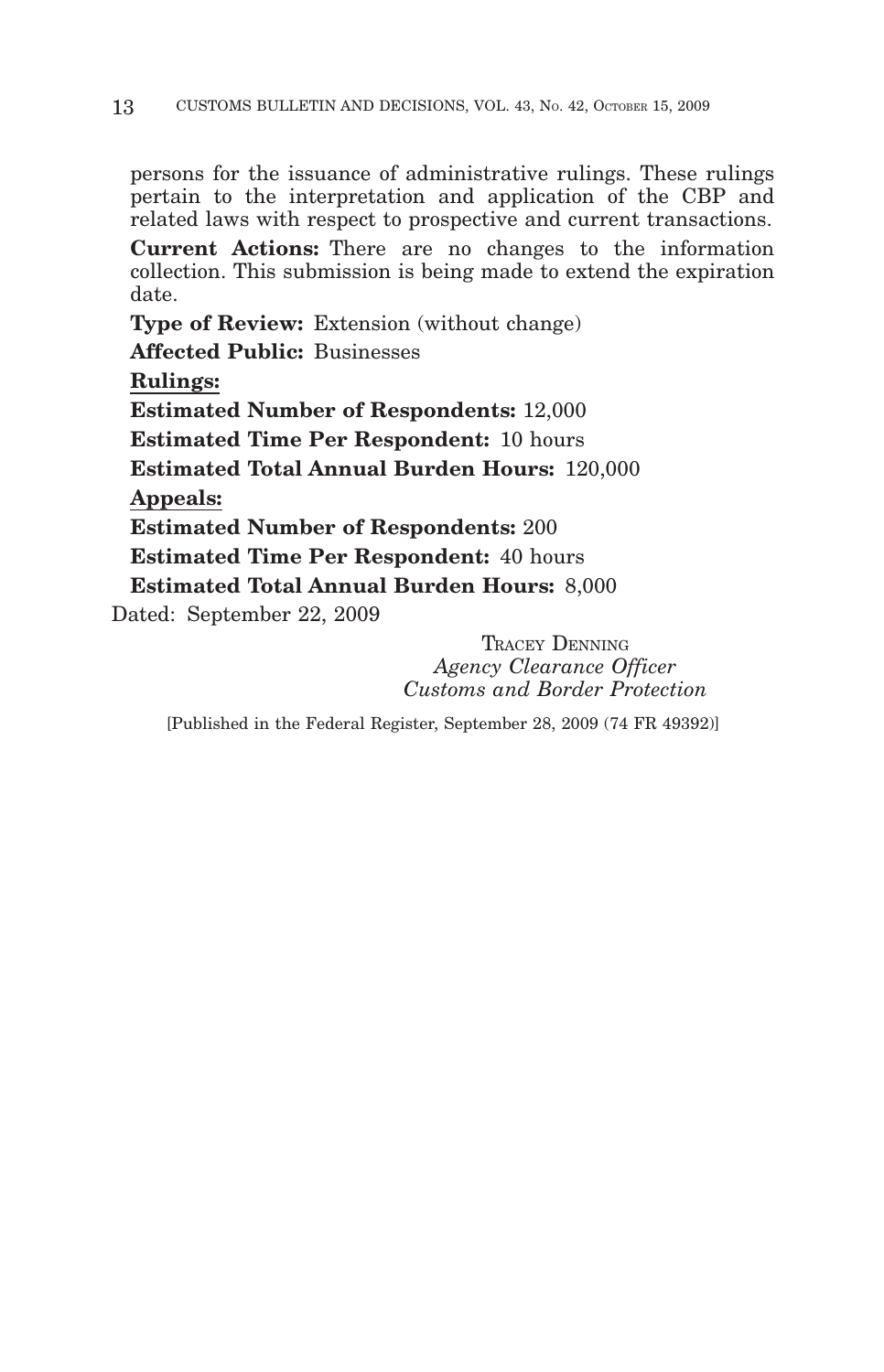persons for the issuance of administrative rulings. These rulings pertain to the interpretation and application of the CBP and related laws with respect to prospective and current transactions.

**Current Actions:** There are no changes to the information collection. This submission is being made to extend the expiration date.

**Type of Review:** Extension (without change)

**Affected Public:** Businesses

**Rulings:**

**Estimated Number of Respondents:** 12,000

**Estimated Time Per Respondent:** 10 hours

**Estimated Total Annual Burden Hours:** 120,000

**Appeals:**

**Estimated Number of Respondents:** 200

**Estimated Time Per Respondent:** 40 hours

**Estimated Total Annual Burden Hours:** 8,000

Dated: September 22, 2009

TRACEY DENNING
*Agency Clearance Officer*
*Customs and Border Protection*

[Published in the Federal Register, September 28, 2009 (74 FR 49392)]